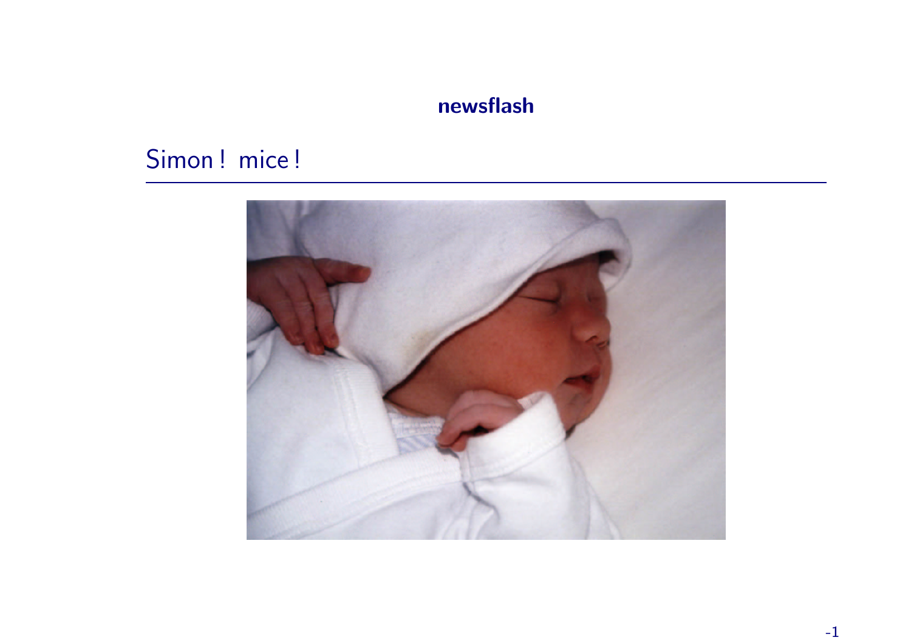**newsflash**

## Simon ! mice !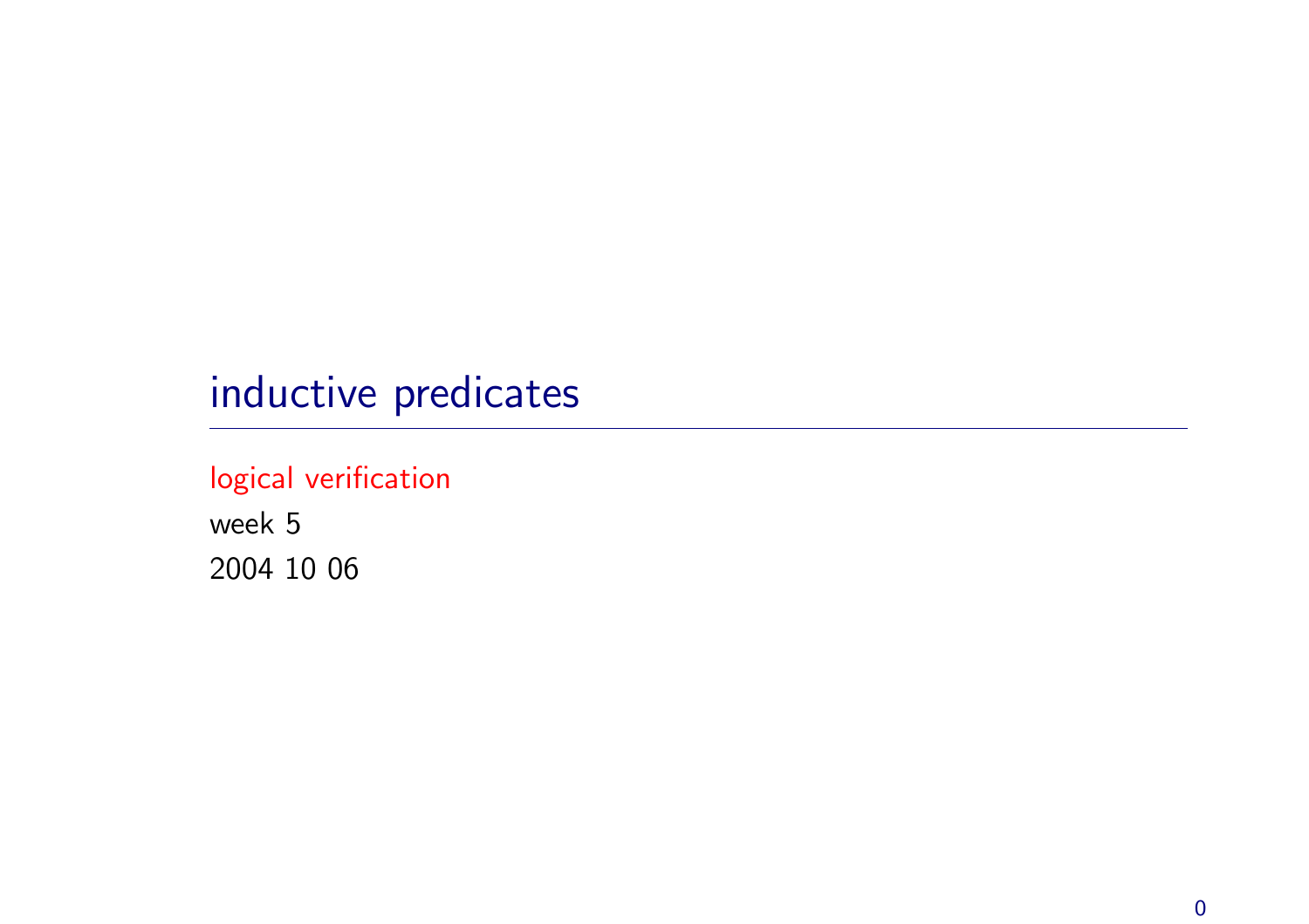# inductive predicates

logical verification

week 5

2004 10 06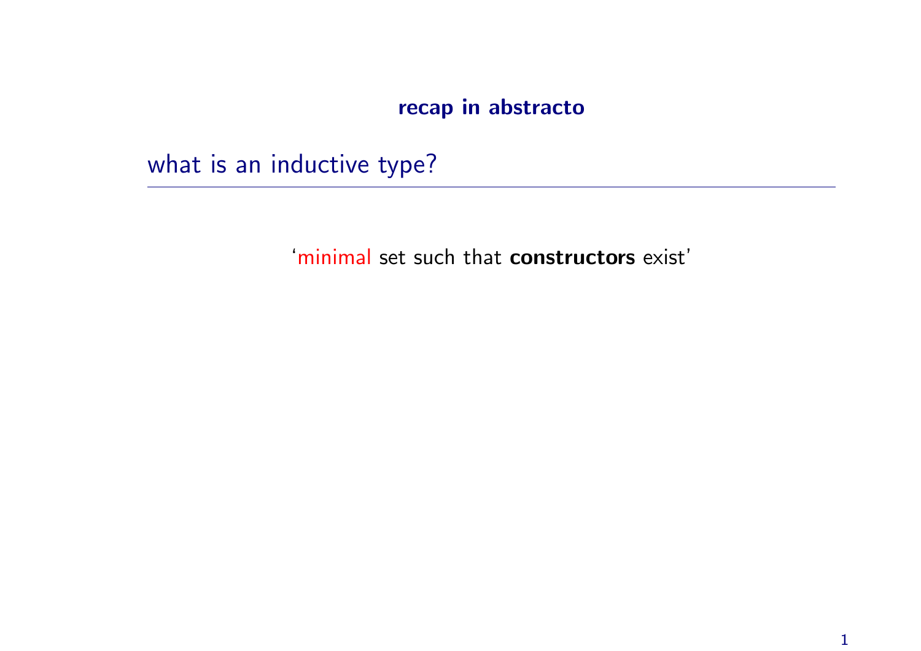**recap in abstracto**

## what is an inductive type?

'minimal set such that **constructors** exist'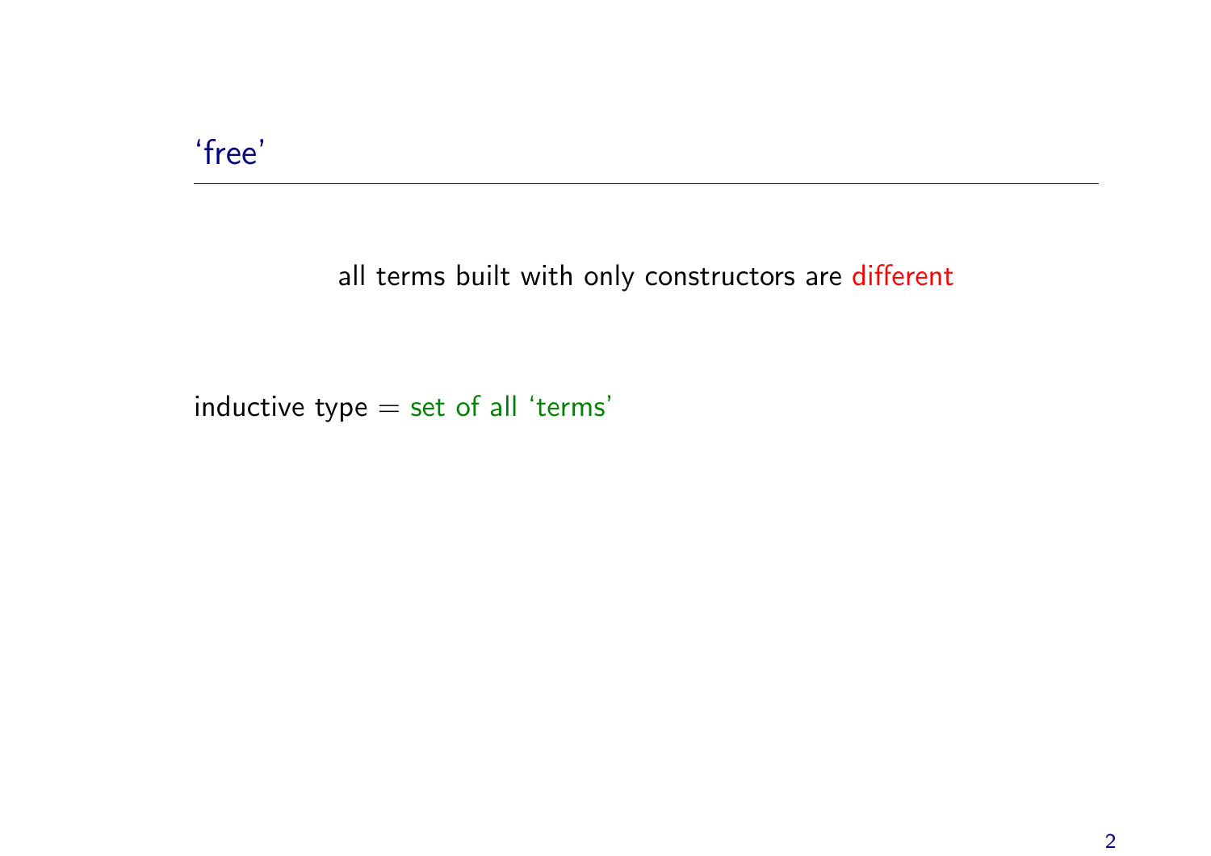## ‘free’

all terms built with only constructors are different

inductive type = set of all ‘terms’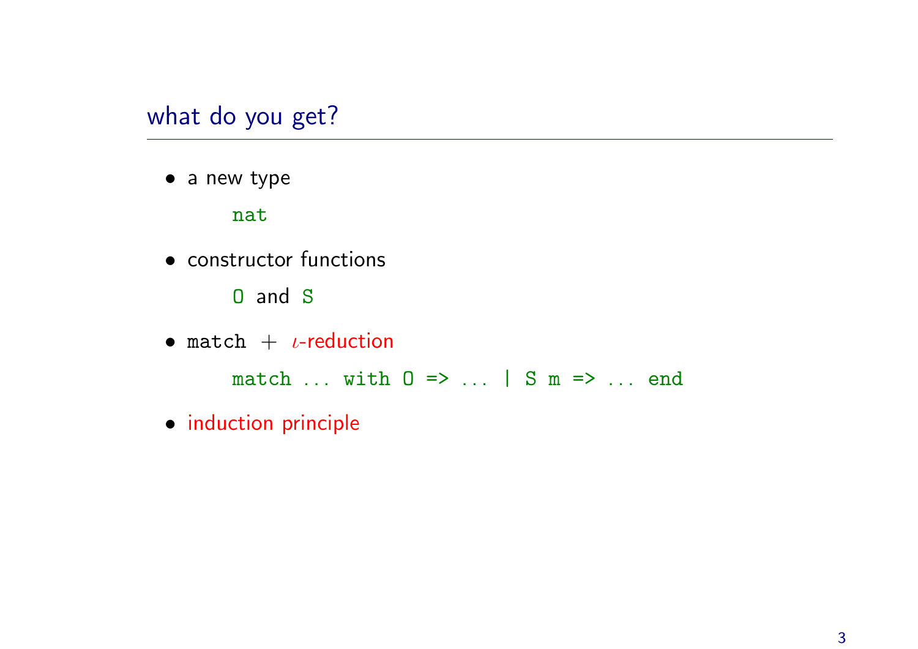## what do you get?

- a new type

  `nat`

- constructor functions

  `O` and `S`

- `match` + $\iota$-reduction

  `match ... with O => ... | S m => ... end`

- induction principle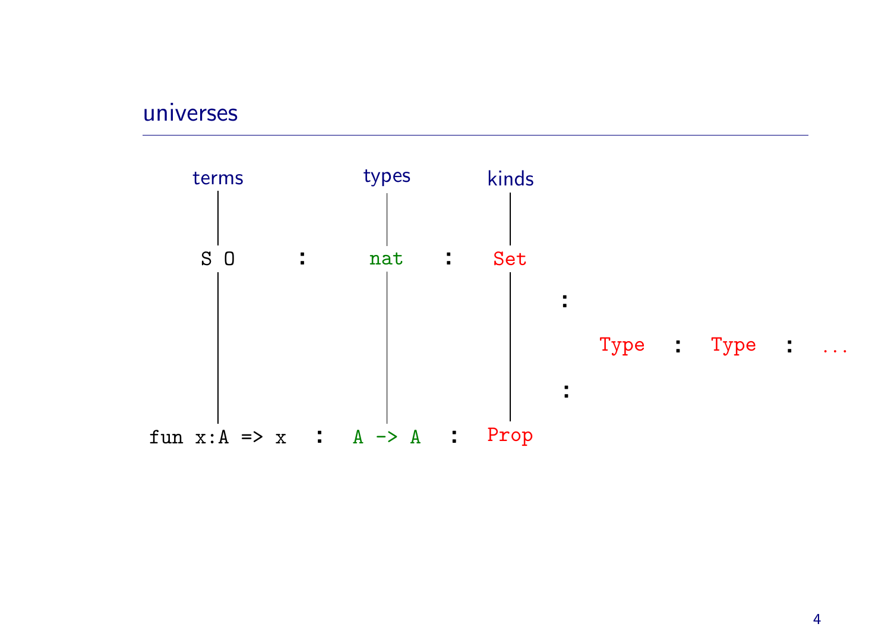## universes

| terms | | types | | kinds | | | | | | |
|---|---|---|---|---|---|---|---|---|---|---|
| `S O` | : | `nat` | : | `Set` | | | | | | |
| | | | | | : | | | | | |
| | | | | | | `Type` | : | `Type` | : | ... |
| | | | | | : | | | | | |
| `fun x:A => x` | : | `A -> A` | : | `Prop` | | | | | | |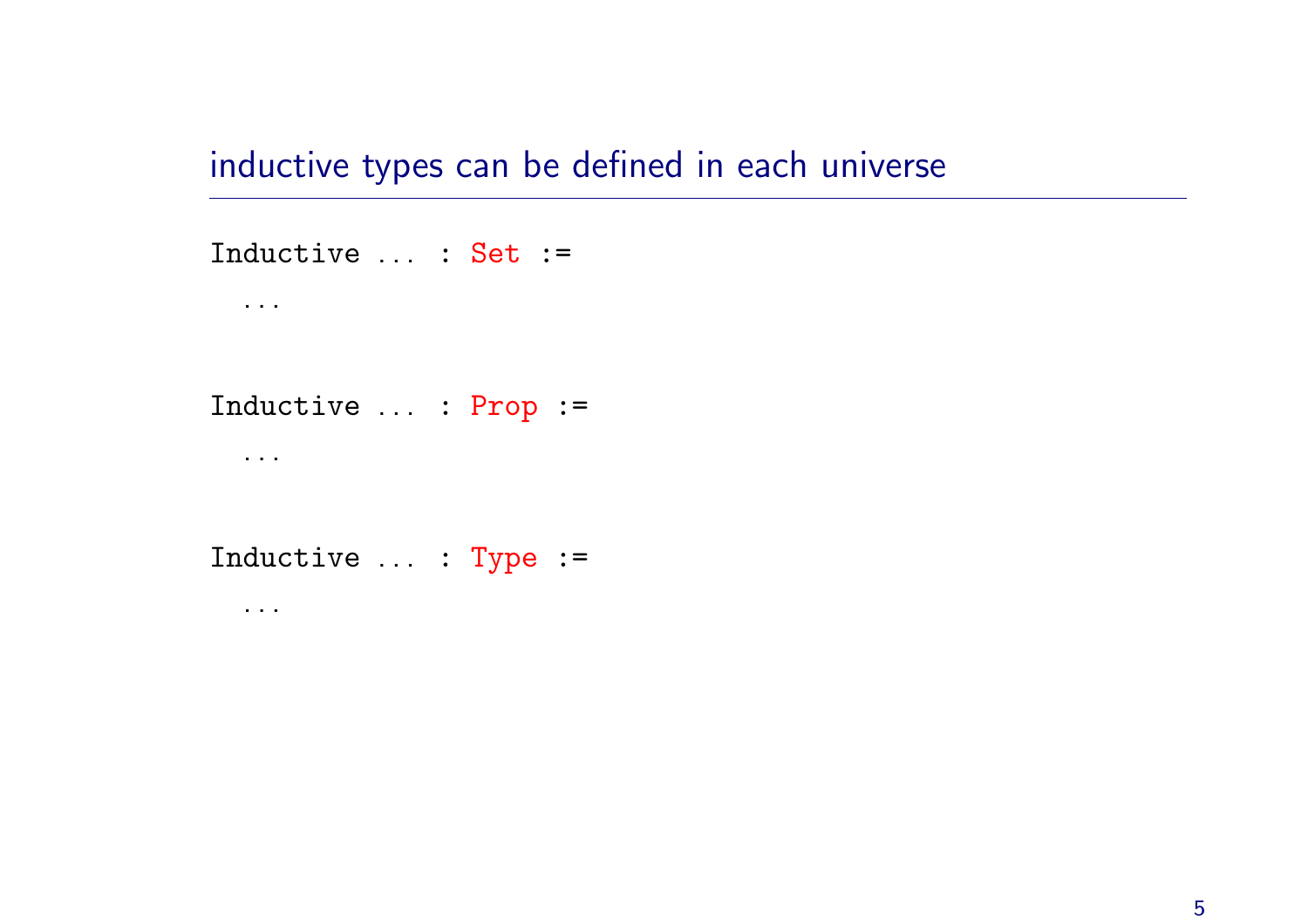## inductive types can be defined in each universe

```
Inductive ... : Set :=
  ...

Inductive ... : Prop :=
  ...

Inductive ... : Type :=
  ...
```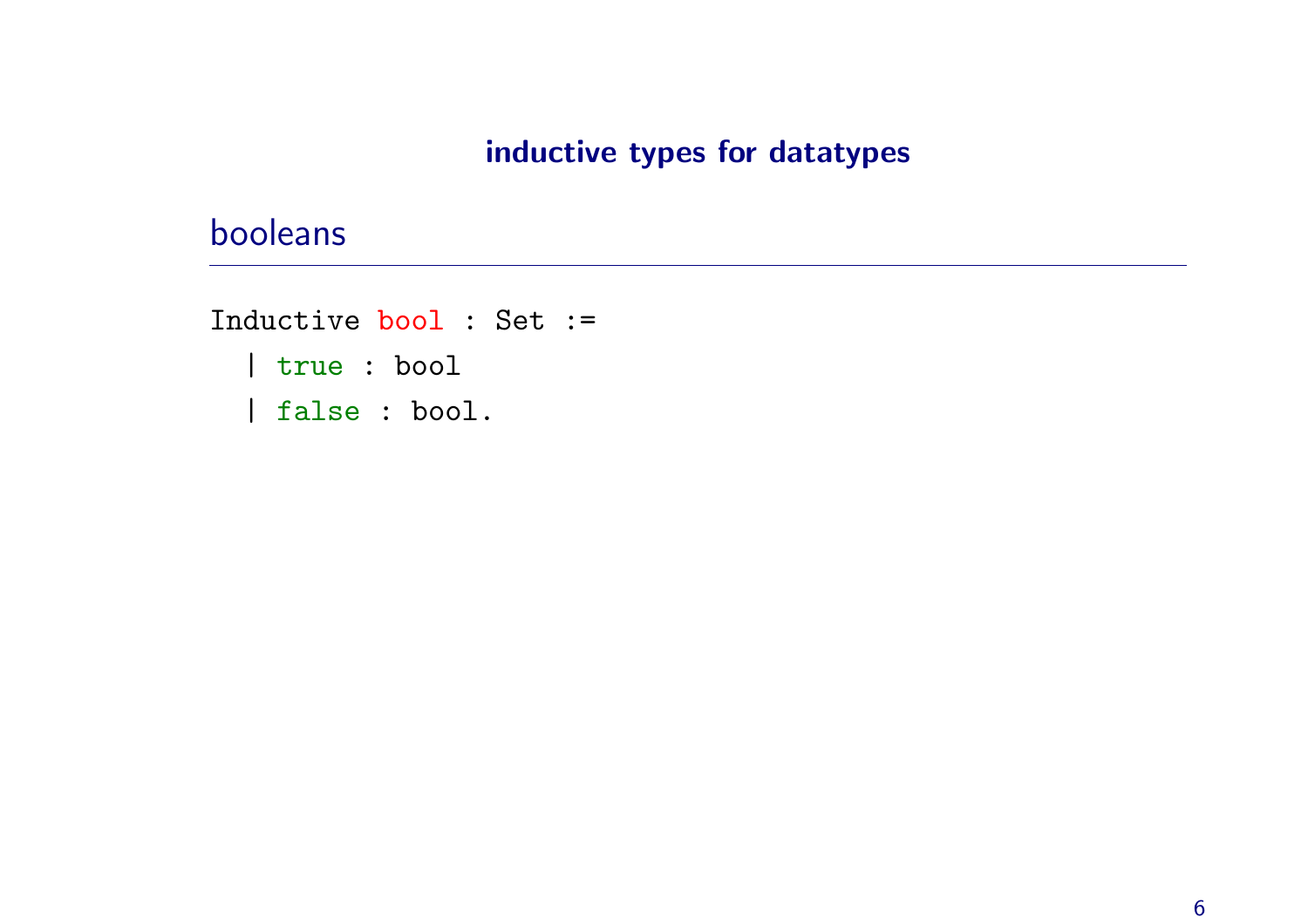## inductive types for datatypes

### booleans

```
Inductive bool : Set :=
  | true : bool
  | false : bool.
```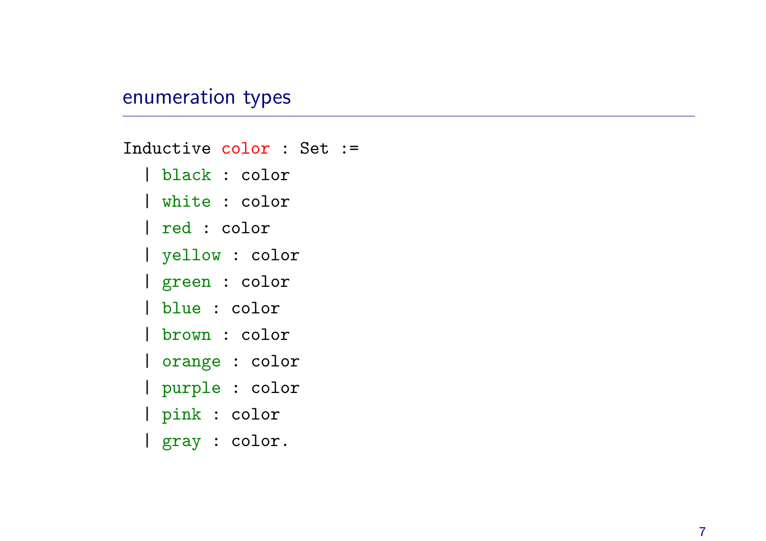## enumeration types

```
Inductive color : Set :=
  | black : color
  | white : color
  | red : color
  | yellow : color
  | green : color
  | blue : color
  | brown : color
  | orange : color
  | purple : color
  | pink : color
  | gray : color.
```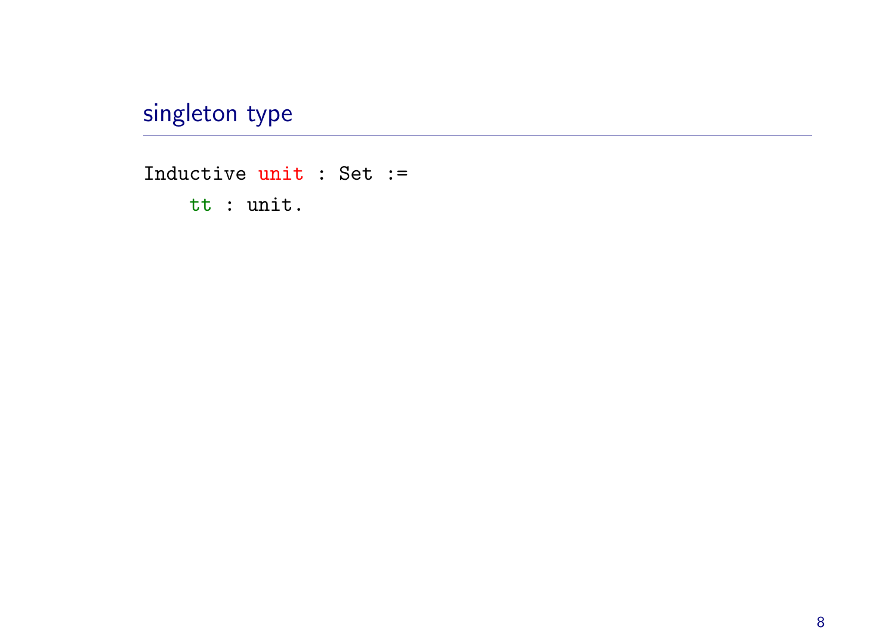## singleton type

```
Inductive unit : Set :=
    tt : unit.
```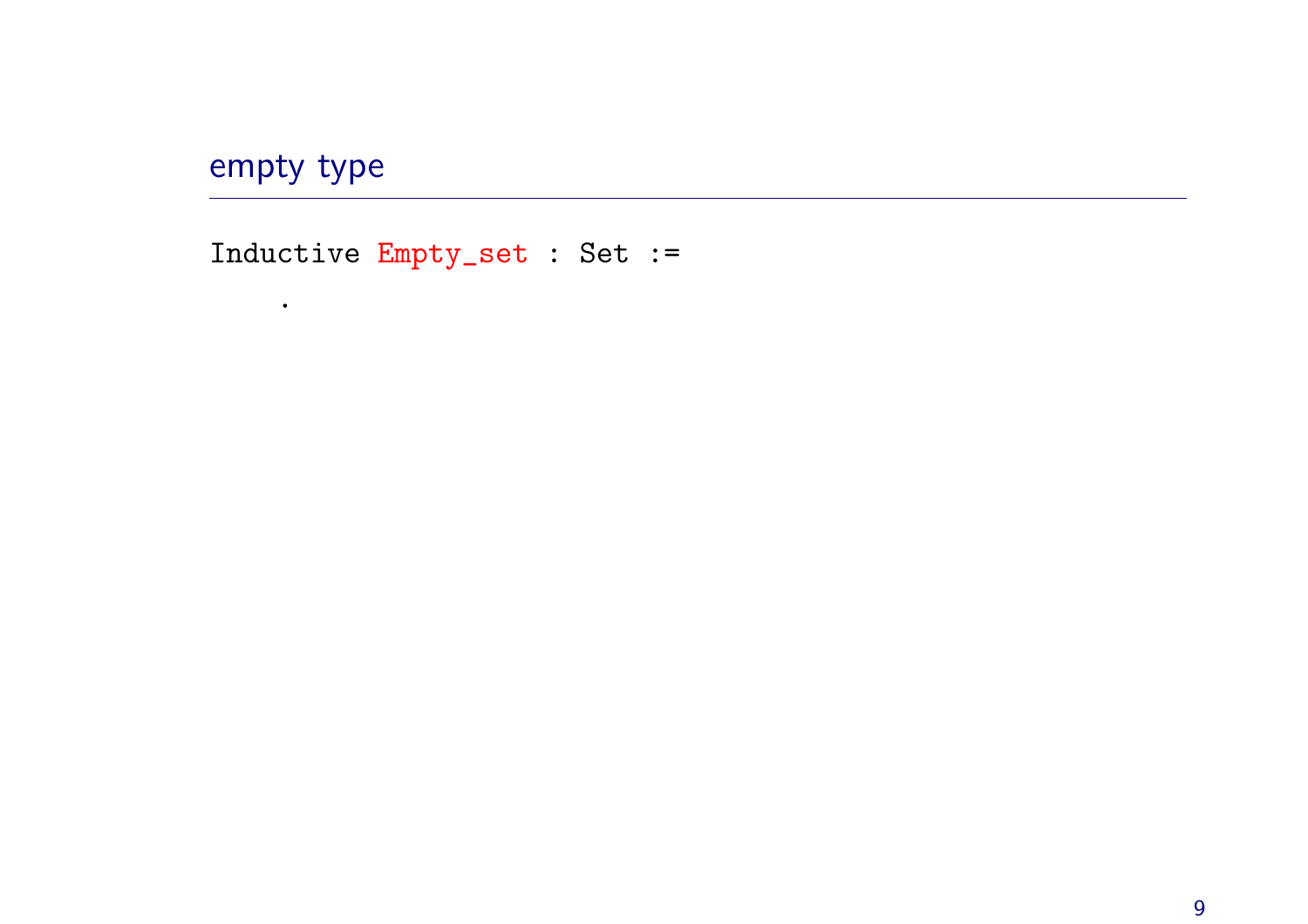## empty type

```
Inductive Empty_set : Set :=
    .
```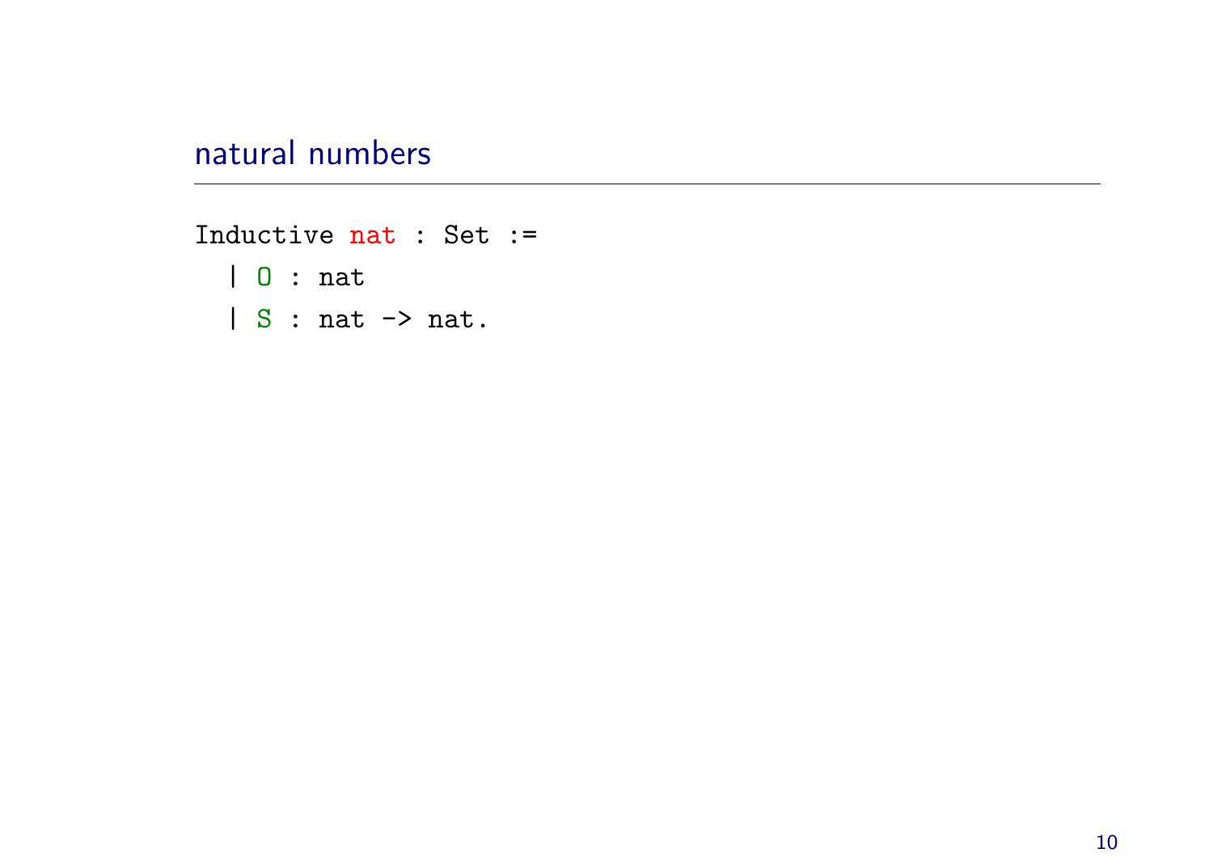## natural numbers

```
Inductive nat : Set :=
  | O : nat
  | S : nat -> nat.
```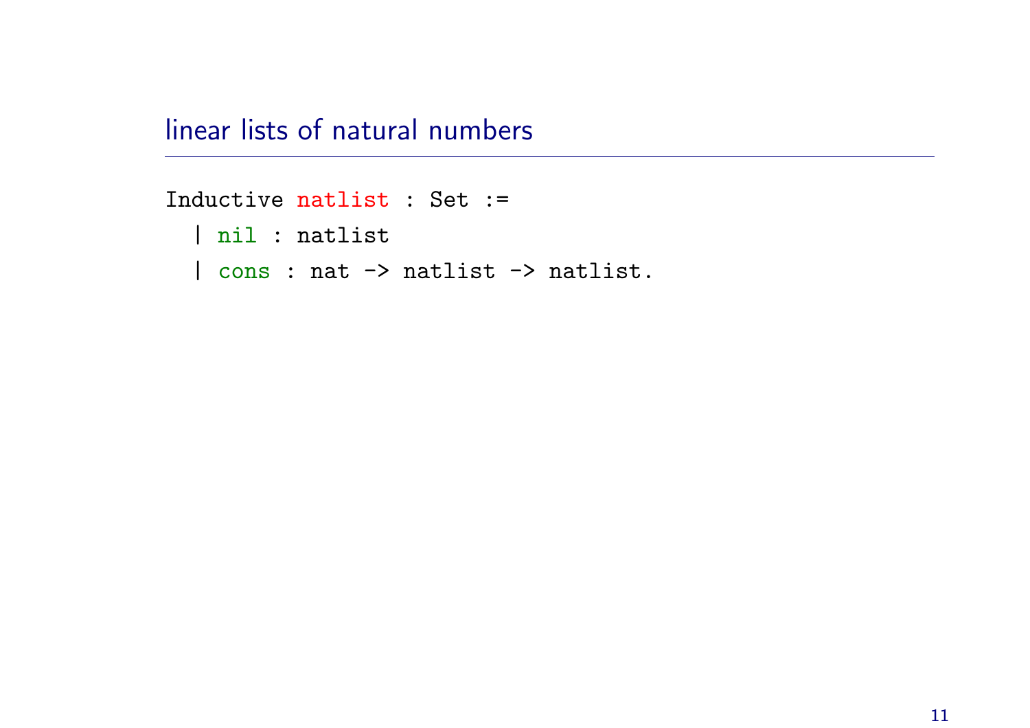## linear lists of natural numbers

```
Inductive natlist : Set :=
  | nil : natlist
  | cons : nat -> natlist -> natlist.
```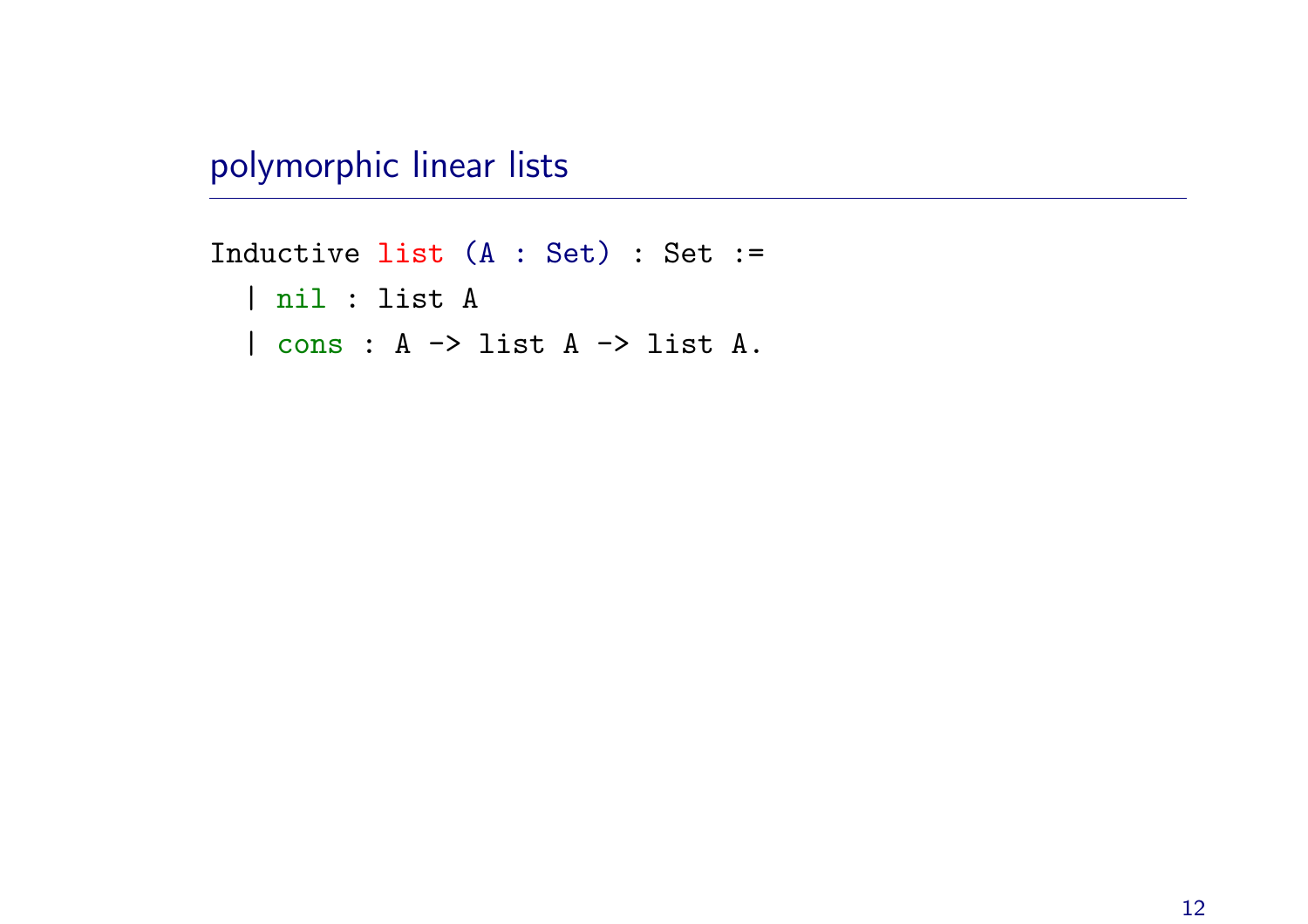## polymorphic linear lists

```
Inductive list (A : Set) : Set :=
  | nil : list A
  | cons : A -> list A -> list A.
```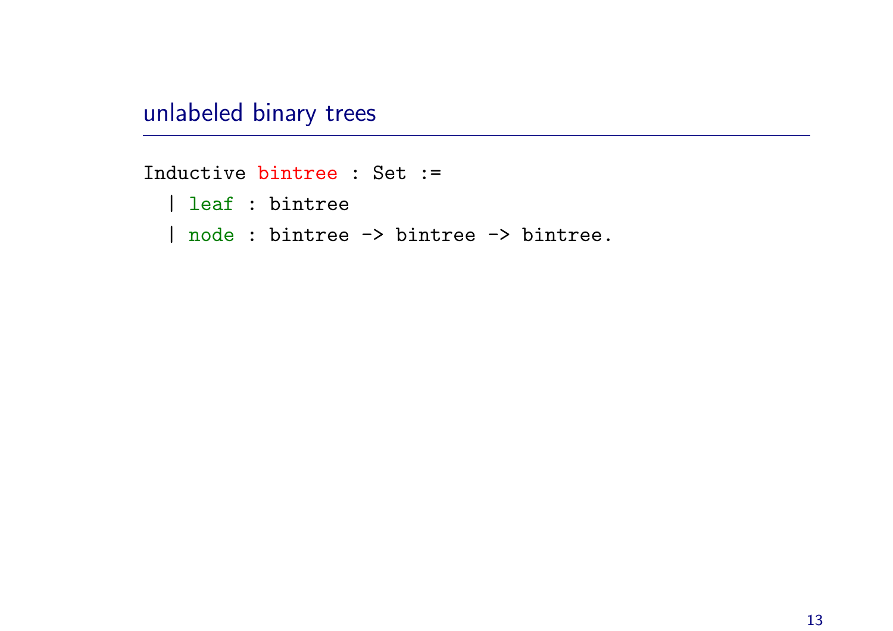## unlabeled binary trees

```
Inductive bintree : Set :=
  | leaf : bintree
  | node : bintree -> bintree -> bintree.
```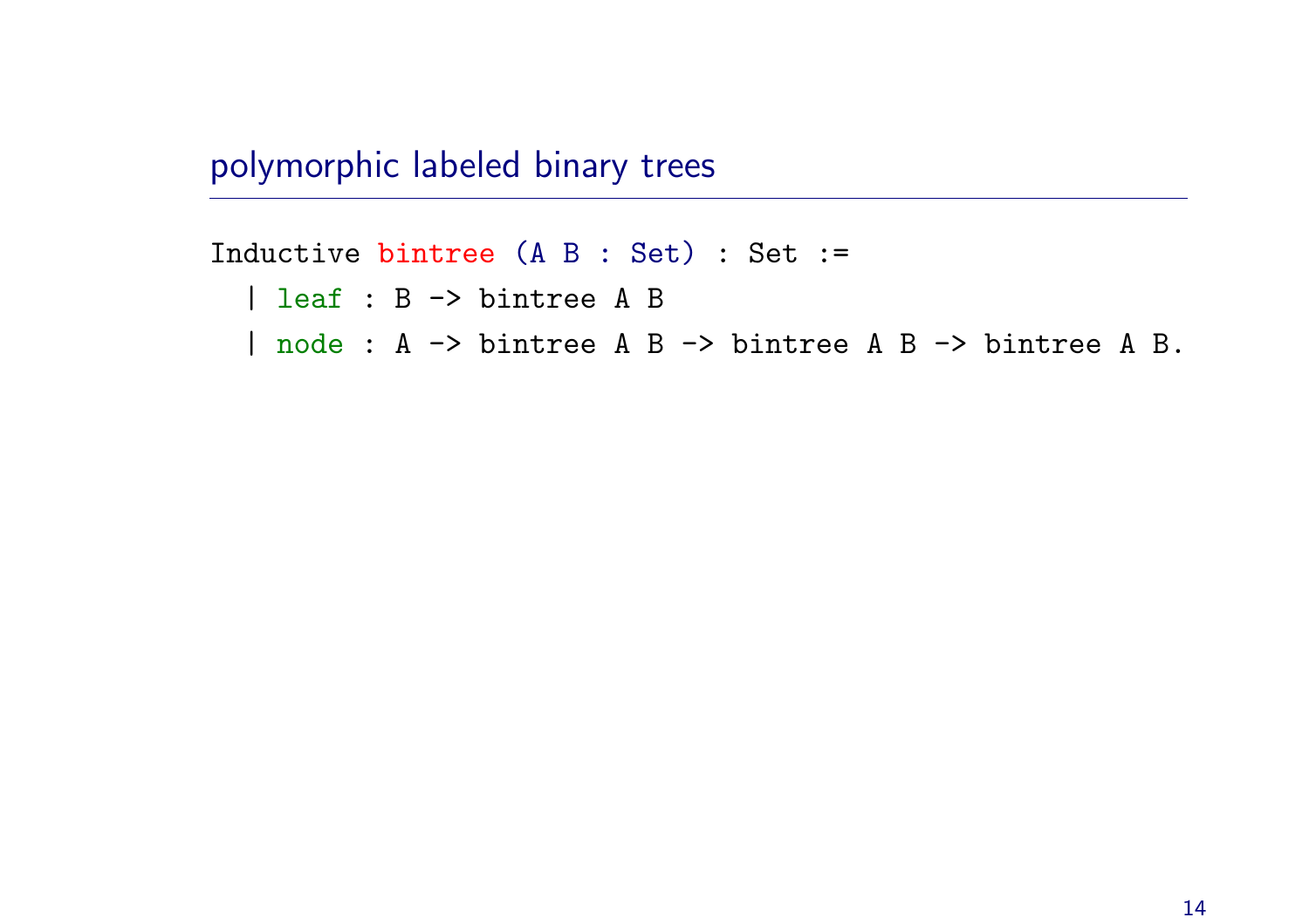## polymorphic labeled binary trees

```
Inductive bintree (A B : Set) : Set :=
  | leaf : B -> bintree A B
  | node : A -> bintree A B -> bintree A B -> bintree A B.
```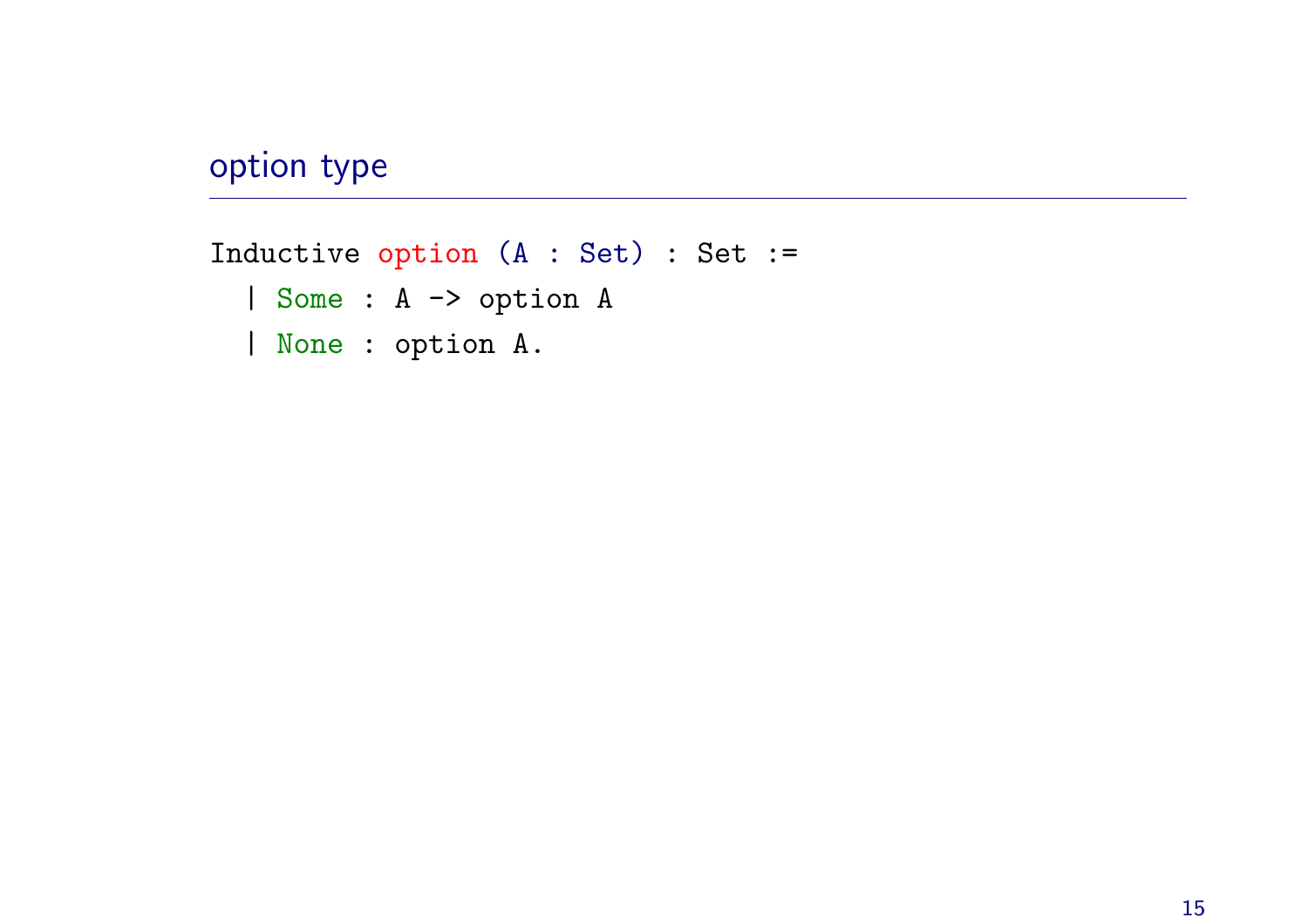## option type

```
Inductive option (A : Set) : Set :=
  | Some : A -> option A
  | None : option A.
```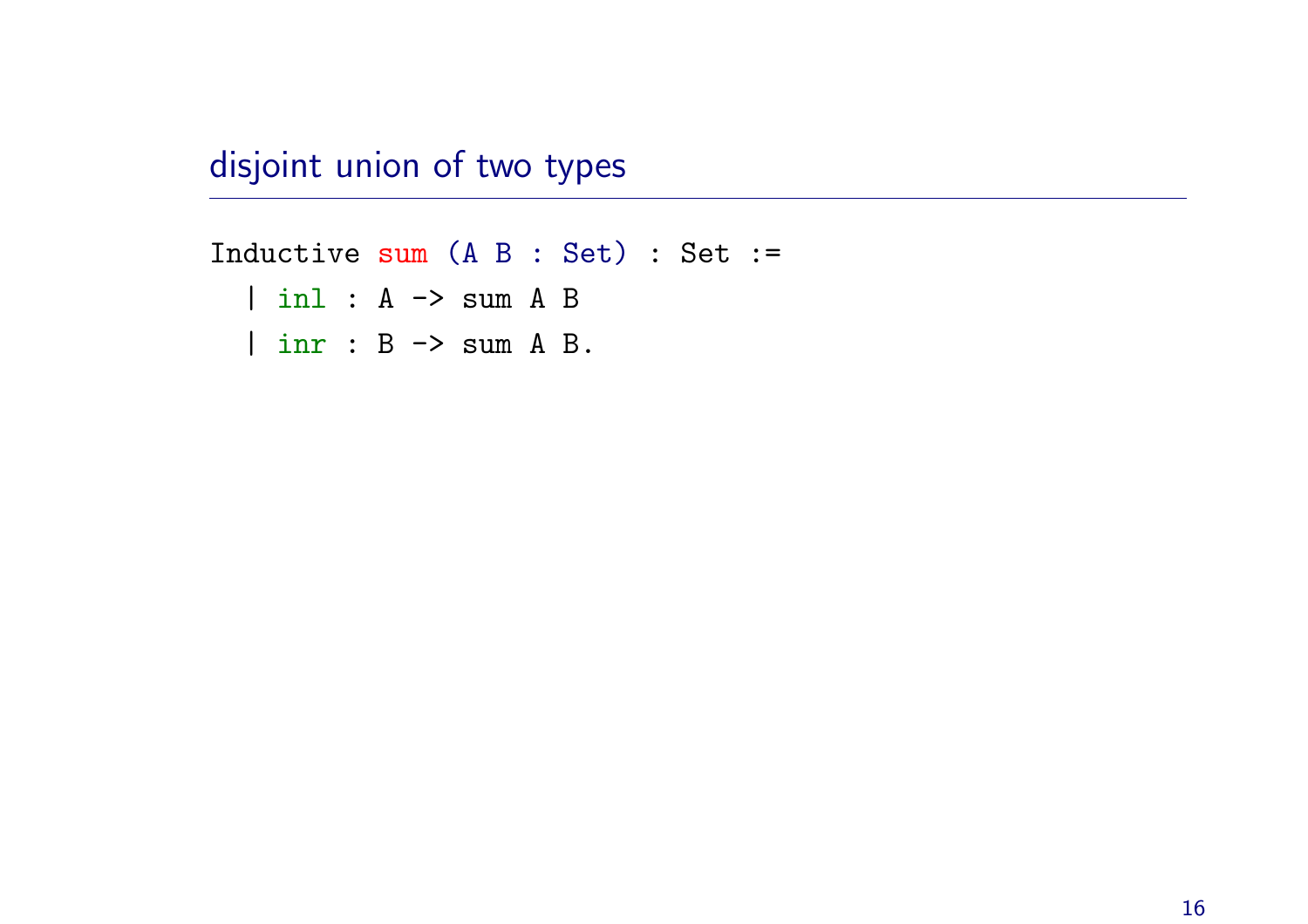## disjoint union of two types

```
Inductive sum (A B : Set) : Set :=
  | inl : A -> sum A B
  | inr : B -> sum A B.
```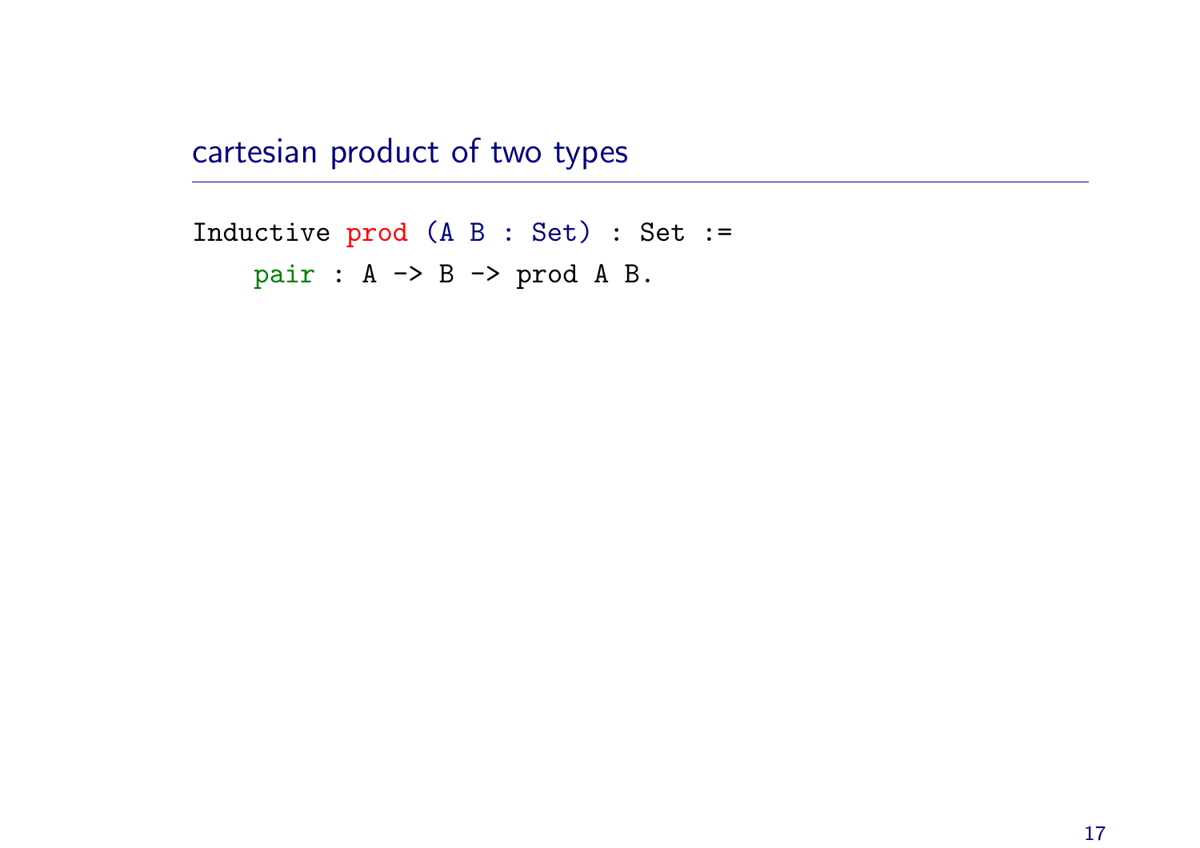## cartesian product of two types

```
Inductive prod (A B : Set) : Set :=
    pair : A -> B -> prod A B.
```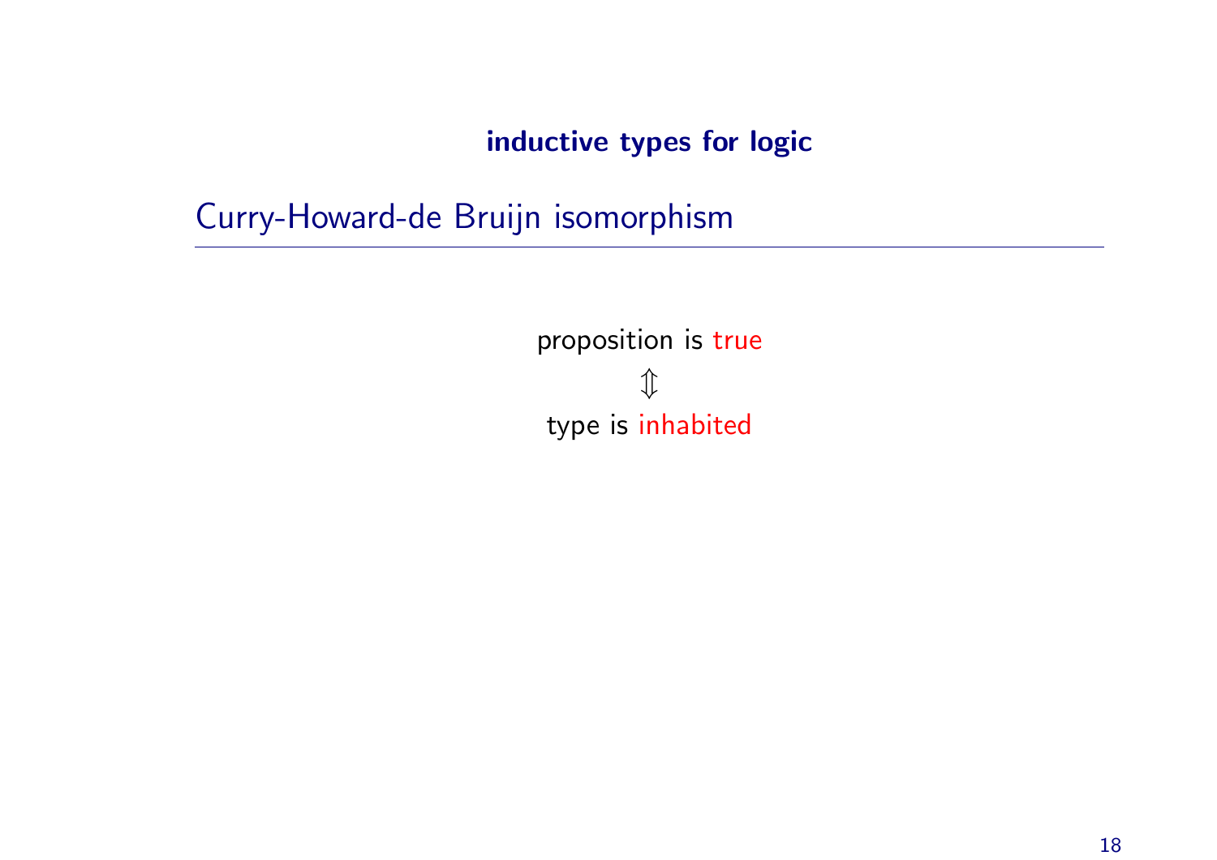**inductive types for logic**

## Curry-Howard-de Bruijn isomorphism

proposition is true

$$\Updownarrow$$

type is inhabited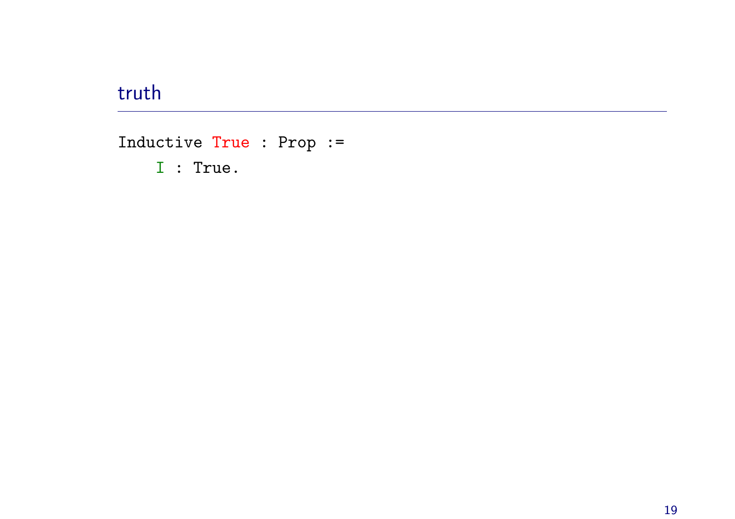## truth

```
Inductive True : Prop :=
    I : True.
```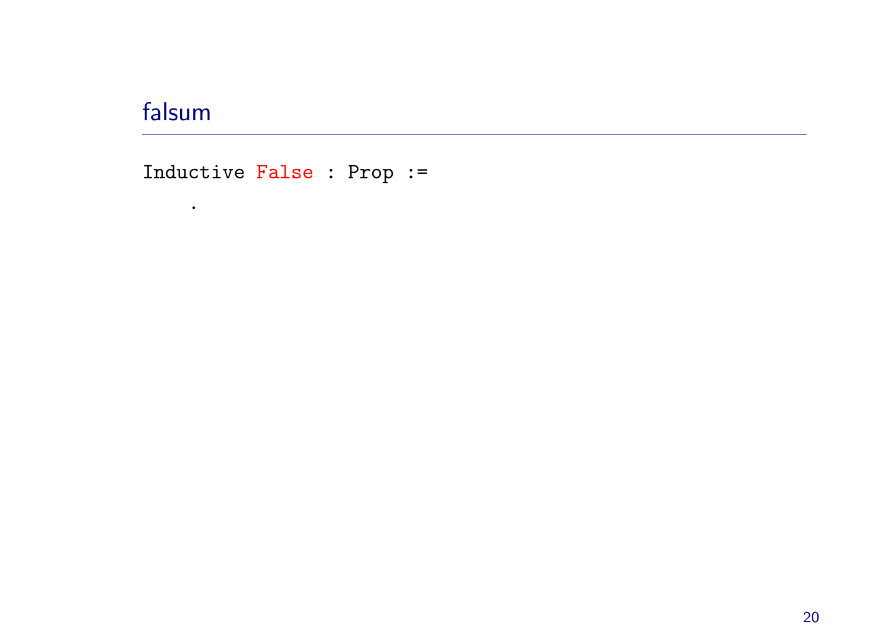## falsum

```
Inductive False : Prop :=
    .
```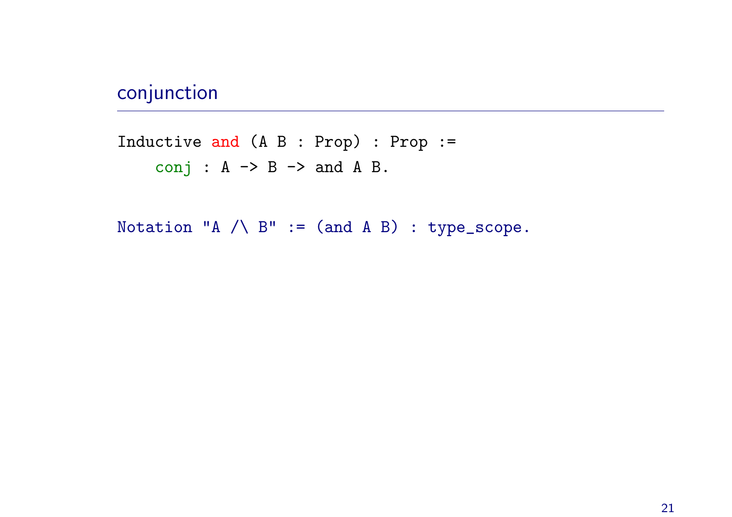## conjunction

```
Inductive and (A B : Prop) : Prop :=
    conj : A -> B -> and A B.

Notation "A /\ B" := (and A B) : type_scope.
```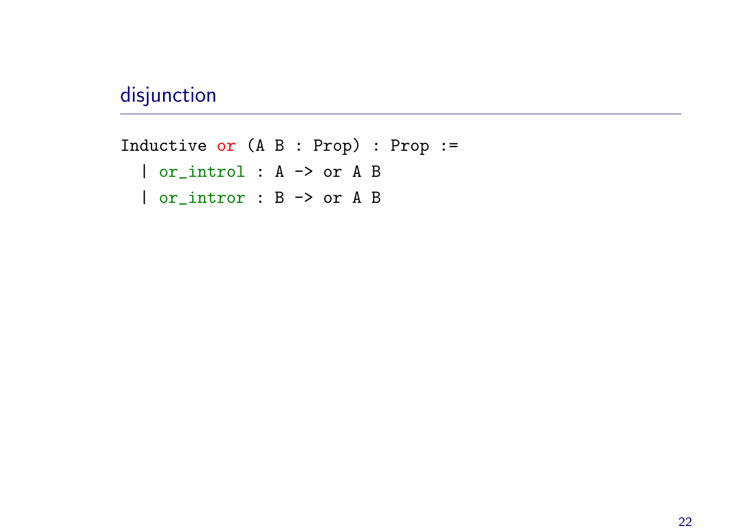## disjunction

```
Inductive or (A B : Prop) : Prop :=
  | or_introl : A -> or A B
  | or_intror : B -> or A B
```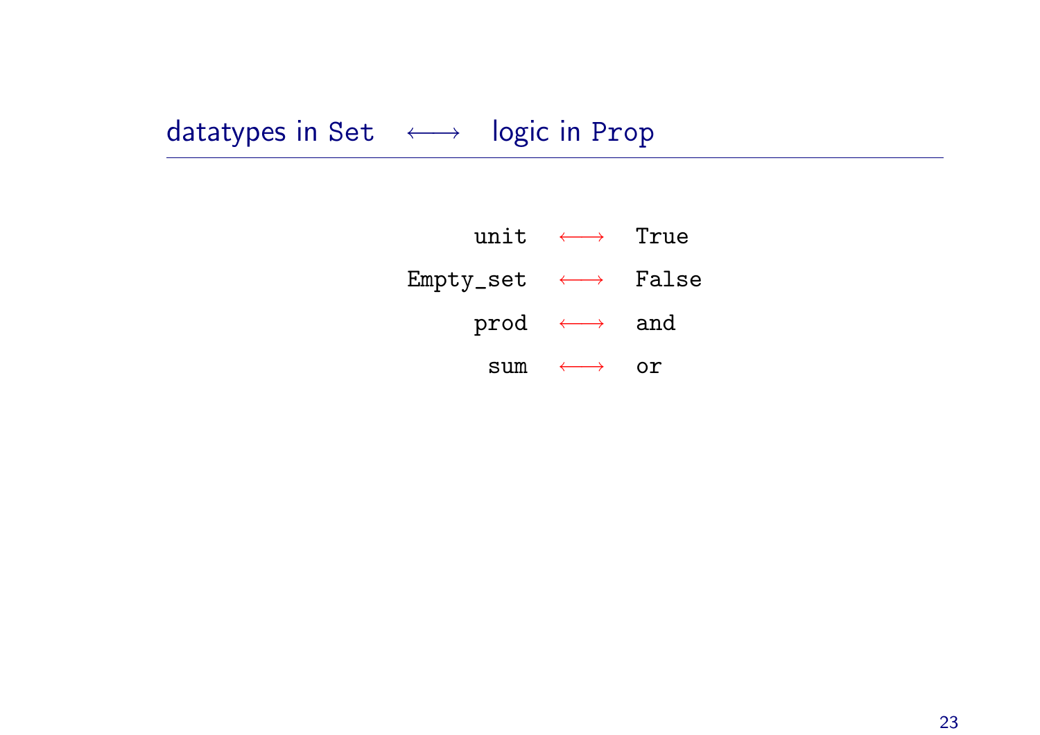## datatypes in Set $\longleftrightarrow$ logic in Prop

| | | |
|---|---|---|
| `unit` | $\longleftrightarrow$ | `True` |
| `Empty_set` | $\longleftrightarrow$ | `False` |
| `prod` | $\longleftrightarrow$ | `and` |
| `sum` | $\longleftrightarrow$ | `or` |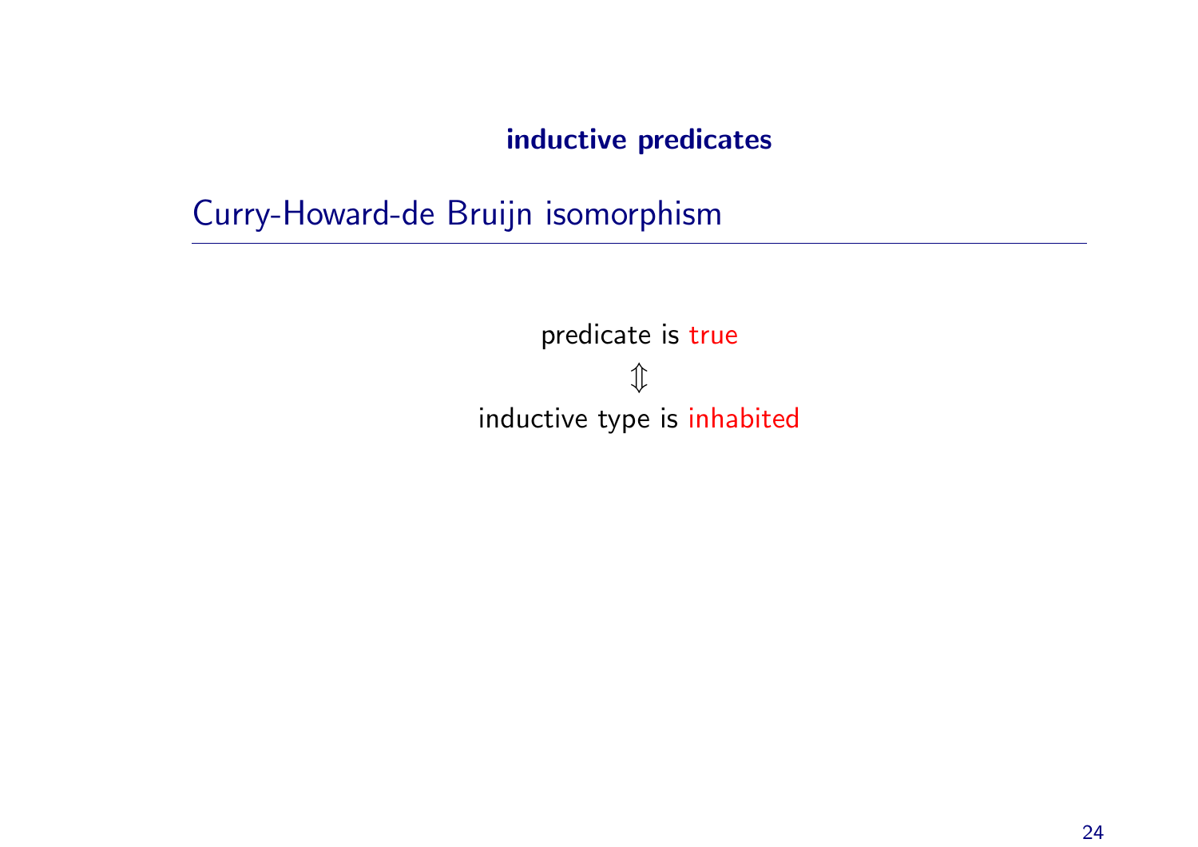**inductive predicates**

## Curry-Howard-de Bruijn isomorphism

predicate is true

$\Updownarrow$

inductive type is inhabited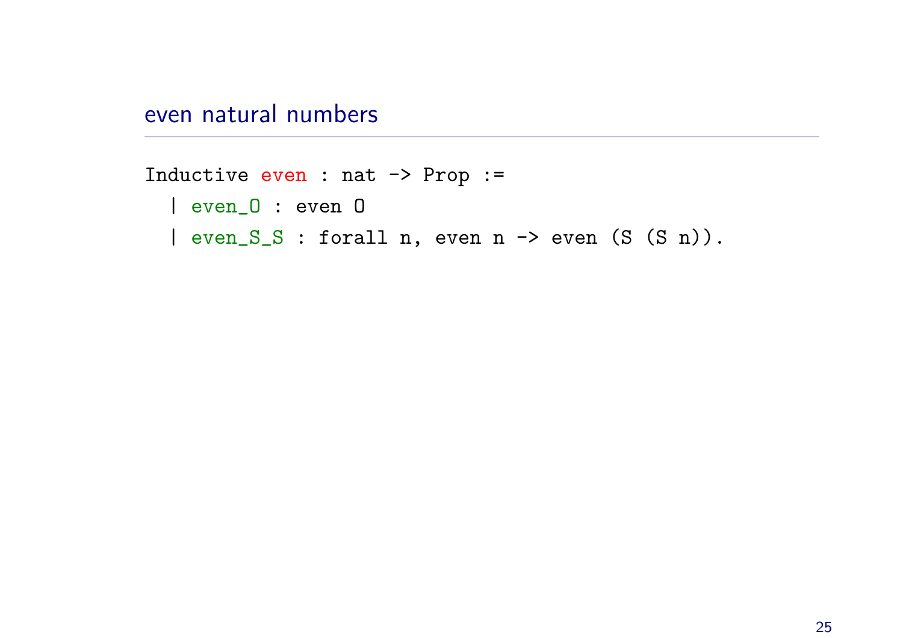## even natural numbers

```
Inductive even : nat -> Prop :=
  | even_O : even O
  | even_S_S : forall n, even n -> even (S (S n)).
```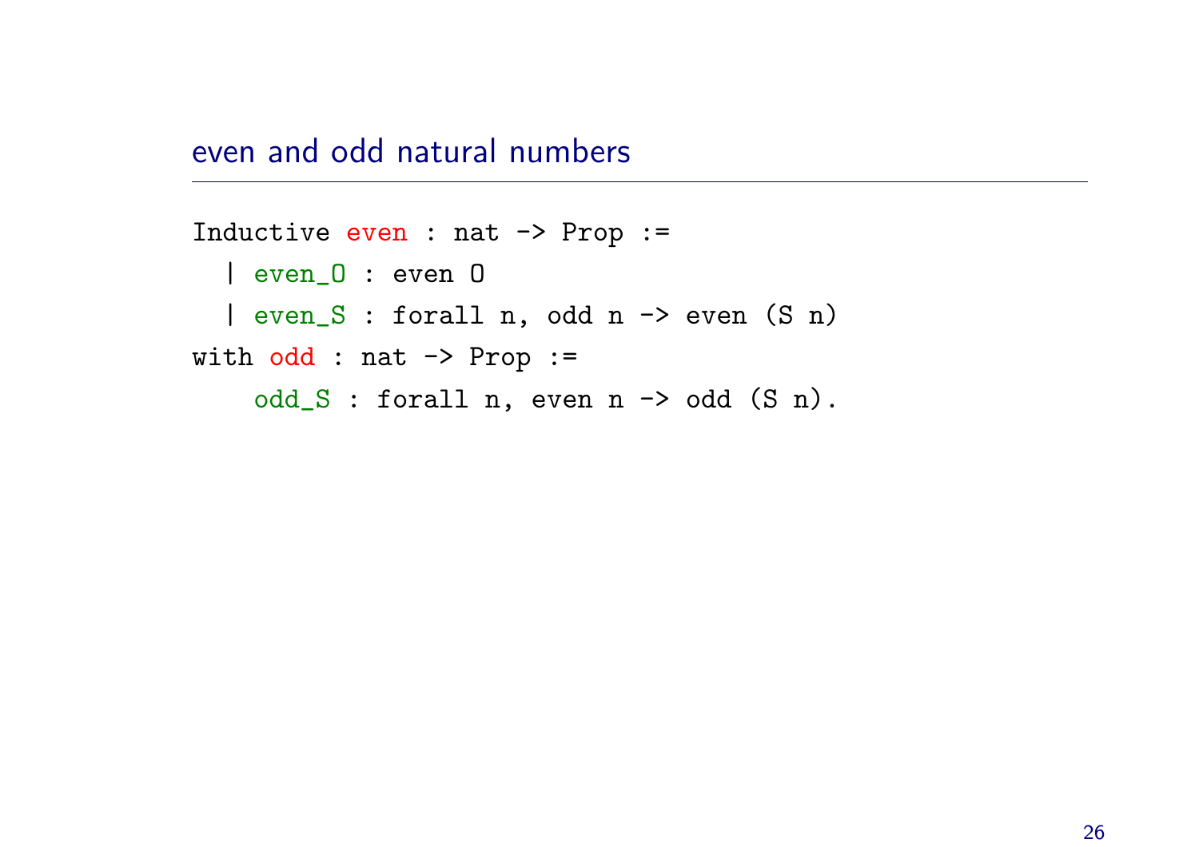## even and odd natural numbers

```
Inductive even : nat -> Prop :=
  | even_O : even O
  | even_S : forall n, odd n -> even (S n)
with odd : nat -> Prop :=
    odd_S : forall n, even n -> odd (S n).
```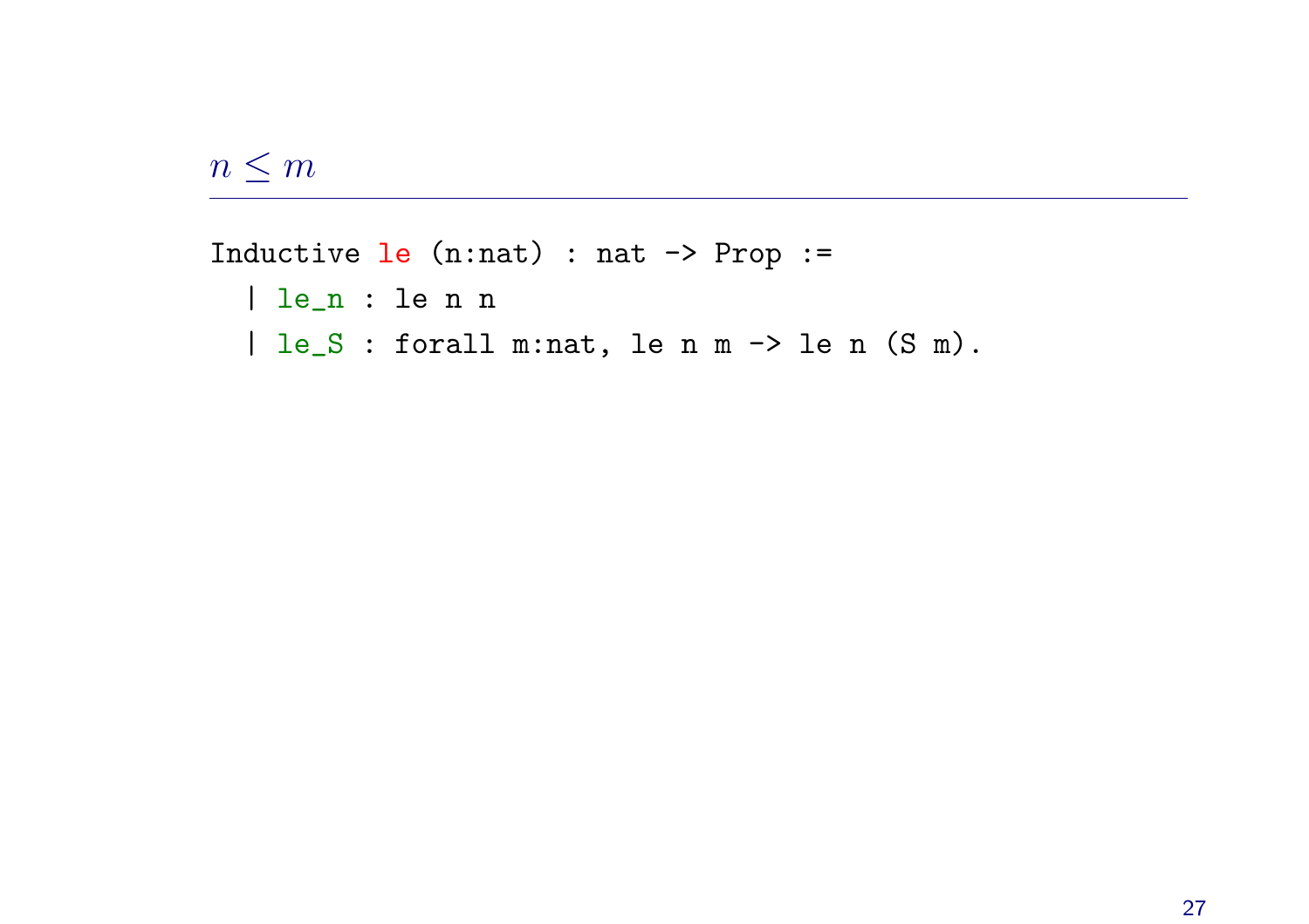## $n \leq m$

```
Inductive le (n:nat) : nat -> Prop :=
  | le_n : le n n
  | le_S : forall m:nat, le n m -> le n (S m).
```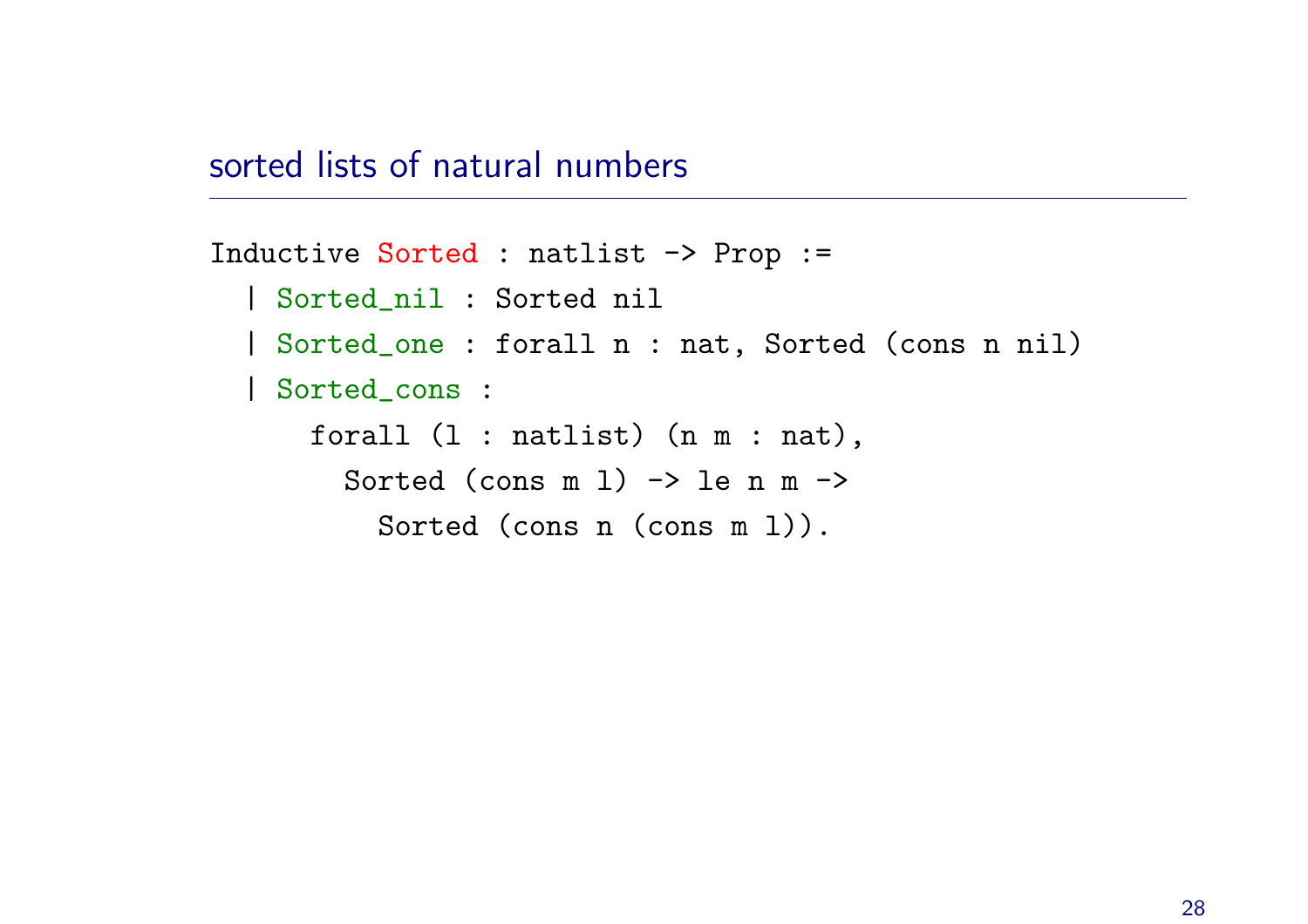## sorted lists of natural numbers

```
Inductive Sorted : natlist -> Prop :=
  | Sorted_nil : Sorted nil
  | Sorted_one : forall n : nat, Sorted (cons n nil)
  | Sorted_cons :
      forall (l : natlist) (n m : nat),
        Sorted (cons m l) -> le n m ->
          Sorted (cons n (cons m l)).
```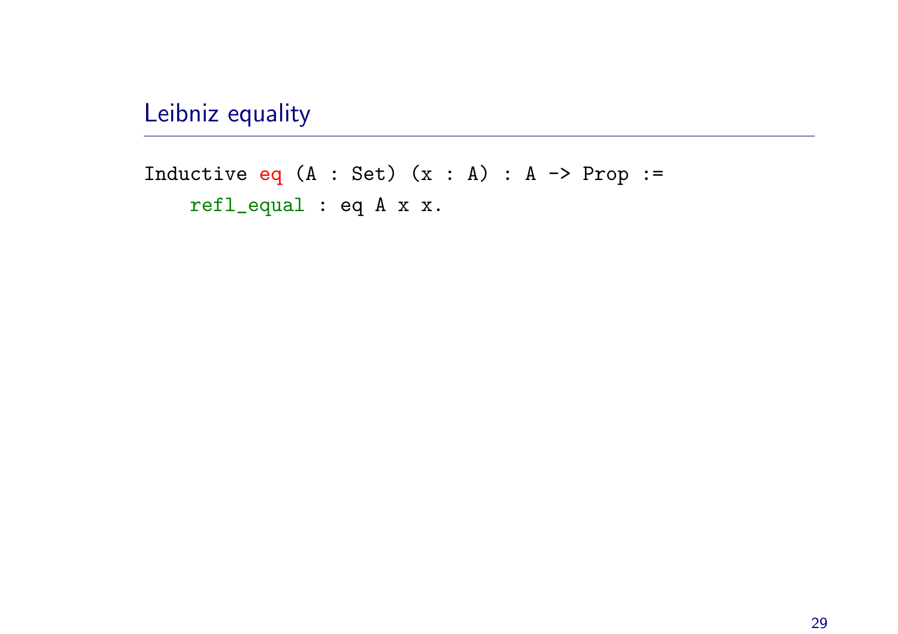## Leibniz equality

```
Inductive eq (A : Set) (x : A) : A -> Prop :=
    refl_equal : eq A x x.
```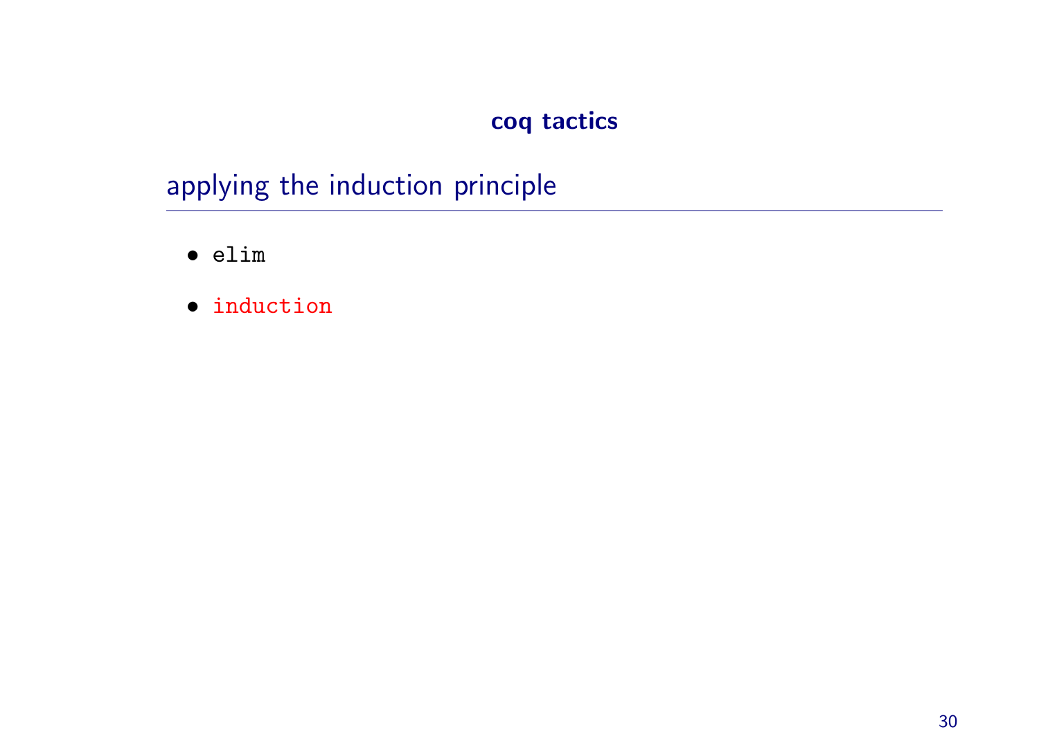# coq tactics

## applying the induction principle

- `elim`
- `induction`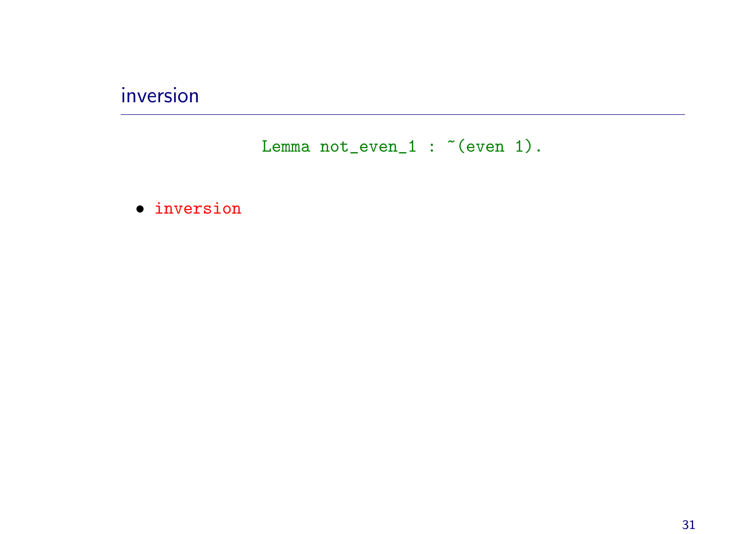## inversion

```
Lemma not_even_1 : ~(even 1).
```

- `inversion`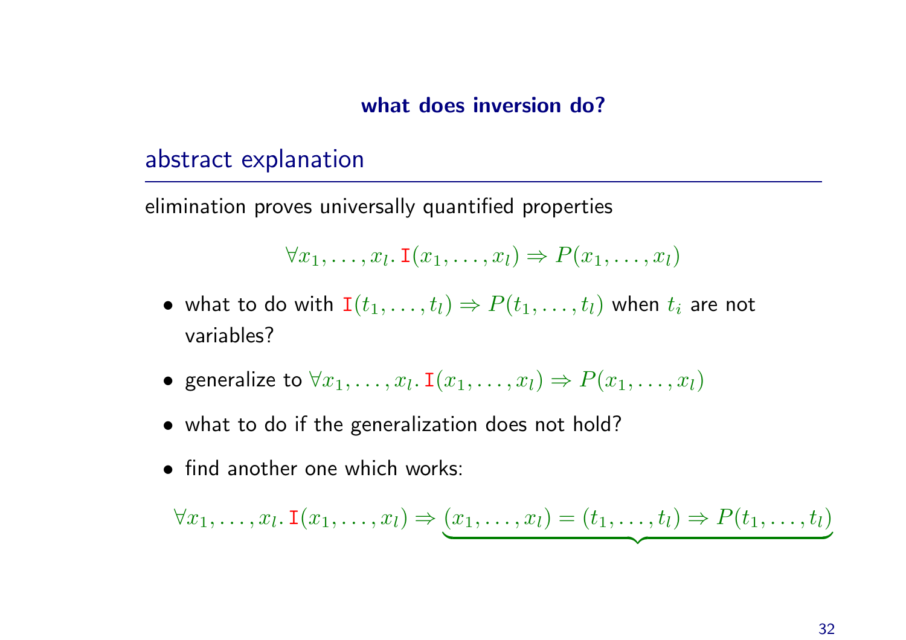## what does inversion do?

### abstract explanation

elimination proves universally quantified properties

$$\forall x_1, \ldots, x_l.\, \mathtt{I}(x_1, \ldots, x_l) \Rightarrow P(x_1, \ldots, x_l)$$

- what to do with $\mathtt{I}(t_1, \ldots, t_l) \Rightarrow P(t_1, \ldots, t_l)$ when $t_i$ are not variables?
- generalize to $\forall x_1, \ldots, x_l.\, \mathtt{I}(x_1, \ldots, x_l) \Rightarrow P(x_1, \ldots, x_l)$
- what to do if the generalization does not hold?
- find another one which works:

$$\forall x_1, \ldots, x_l.\, \mathtt{I}(x_1, \ldots, x_l) \Rightarrow \underbrace{(x_1, \ldots, x_l) = (t_1, \ldots, t_l) \Rightarrow P(t_1, \ldots, t_l)}$$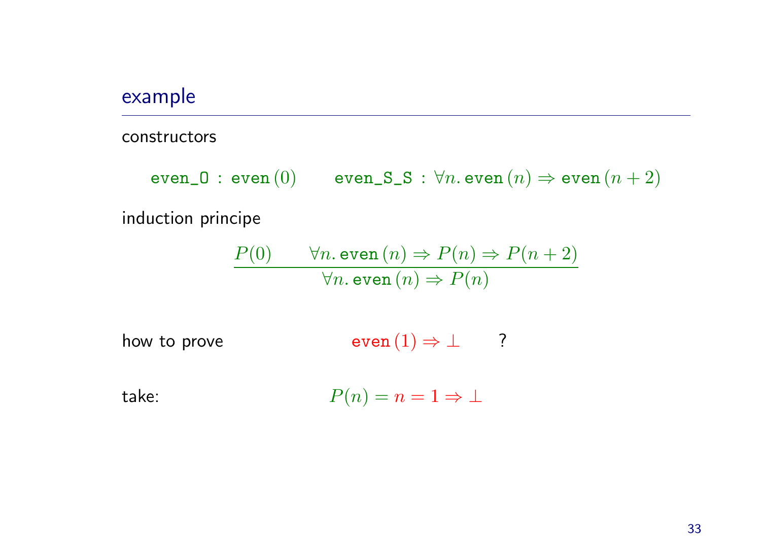## example

constructors

$$\texttt{even\_O} : \texttt{even}\,(0) \qquad \texttt{even\_S\_S} : \forall n.\, \texttt{even}\,(n) \Rightarrow \texttt{even}\,(n+2)$$

induction principe

$$\frac{P(0) \qquad \forall n.\, \texttt{even}\,(n) \Rightarrow P(n) \Rightarrow P(n+2)}{\forall n.\, \texttt{even}\,(n) \Rightarrow P(n)}$$

how to prove $\texttt{even}\,(1) \Rightarrow \bot$ ?

take: $P(n) = n = 1 \Rightarrow \bot$